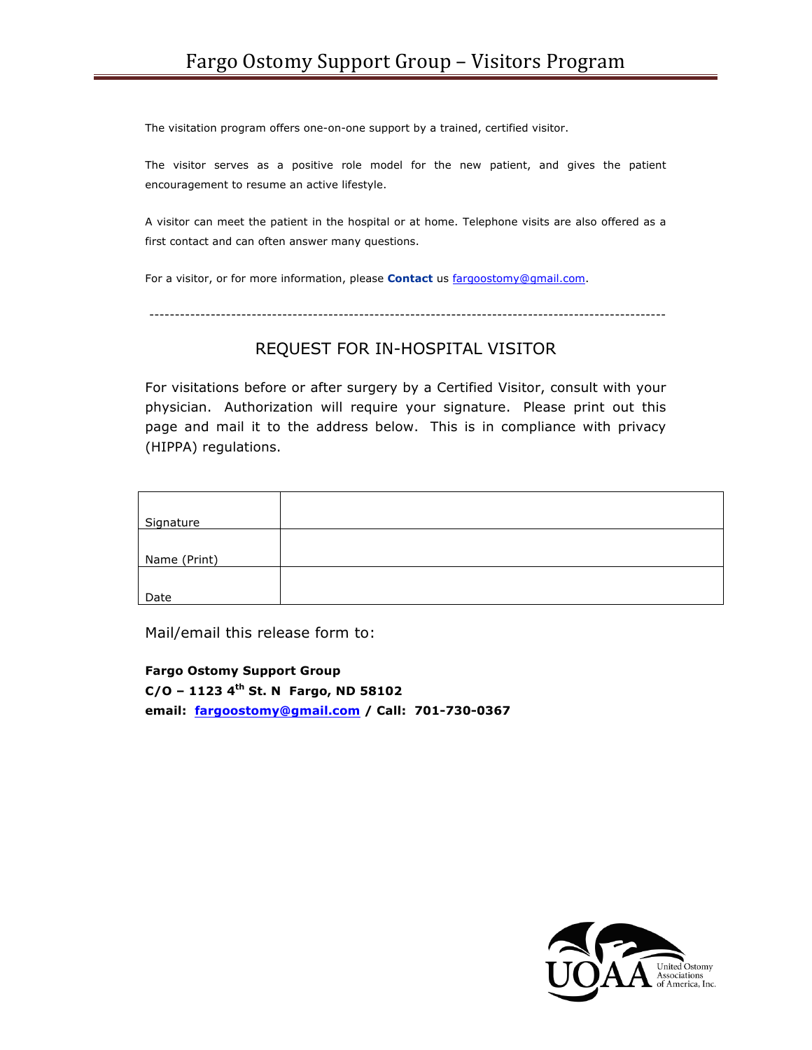# Fargo Ostomy Support Group – Visitors Program

The visitation program offers one-on-one support by a trained, certified visitor.

The visitor serves as a positive role model for the new patient, and gives the patient encouragement to resume an active lifestyle.

A visitor can meet the patient in the hospital or at home. Telephone visits are also offered as a first contact and can often answer many questions.

For a visitor, or for more information, please **Contact** us fargoostomy@gmail.com.

---

## REQUEST FOR IN-HOSPITAL VISITOR

For visitations before or after surgery by a Certified Visitor, consult with your physician. Authorization will require your signature. Please print out this page and mail it to the address below. This is in compliance with privacy (HIPPA) regulations.

| | |
|---|---|
| Signature | |
| Name (Print) | |
| Date | |

Mail/email this release form to:

**Fargo Ostomy Support Group**
**C/O – 1123 4th St. N Fargo, ND 58102**
**email: fargoostomy@gmail.com / Call: 701-730-0367**

UOAA United Ostomy Associations of America, Inc.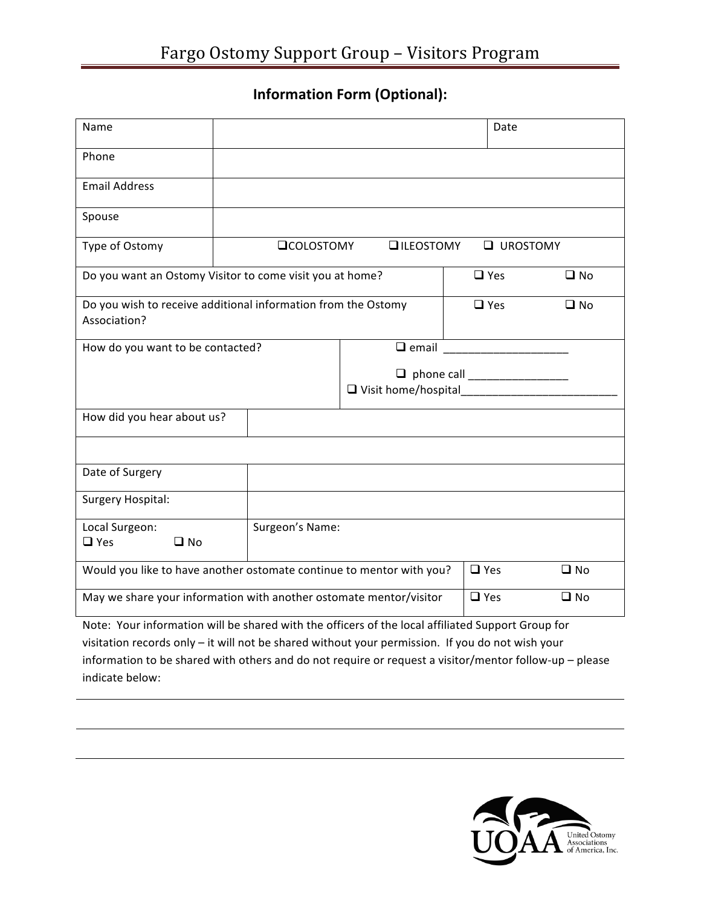# Fargo Ostomy Support Group – Visitors Program

## Information Form (Optional):

| | | | |
|---|---|---|---|
| Name | | Date | |
| Phone | | | |
| Email Address | | | |
| Spouse | | | |
| Type of Ostomy | ❑COLOSTOMY ❑ILEOSTOMY ❑ UROSTOMY | | |
| Do you want an Ostomy Visitor to come visit you at home? | | ❑ Yes | ❑ No |
| Do you wish to receive additional information from the Ostomy Association? | | ❑ Yes | ❑ No |
| How do you want to be contacted? | ❑ email ____________________<br>❑ phone call ________________<br>❑ Visit home/hospital_________________________ | | |
| How did you hear about us? | | | |
| | | | |
| Date of Surgery | | | |
| Surgery Hospital: | | | |
| Local Surgeon:<br>❑ Yes ❑ No | Surgeon's Name: | | |
| Would you like to have another ostomate continue to mentor with you? | | ❑ Yes | ❑ No |
| May we share your information with another ostomate mentor/visitor | | ❑ Yes | ❑ No |

Note: Your information will be shared with the officers of the local affiliated Support Group for visitation records only – it will not be shared without your permission. If you do not wish your information to be shared with others and do not require or request a visitor/mentor follow-up – please indicate below:

______________________________________________________________________________

______________________________________________________________________________

______________________________________________________________________________

UOAA United Ostomy Associations of America, Inc.